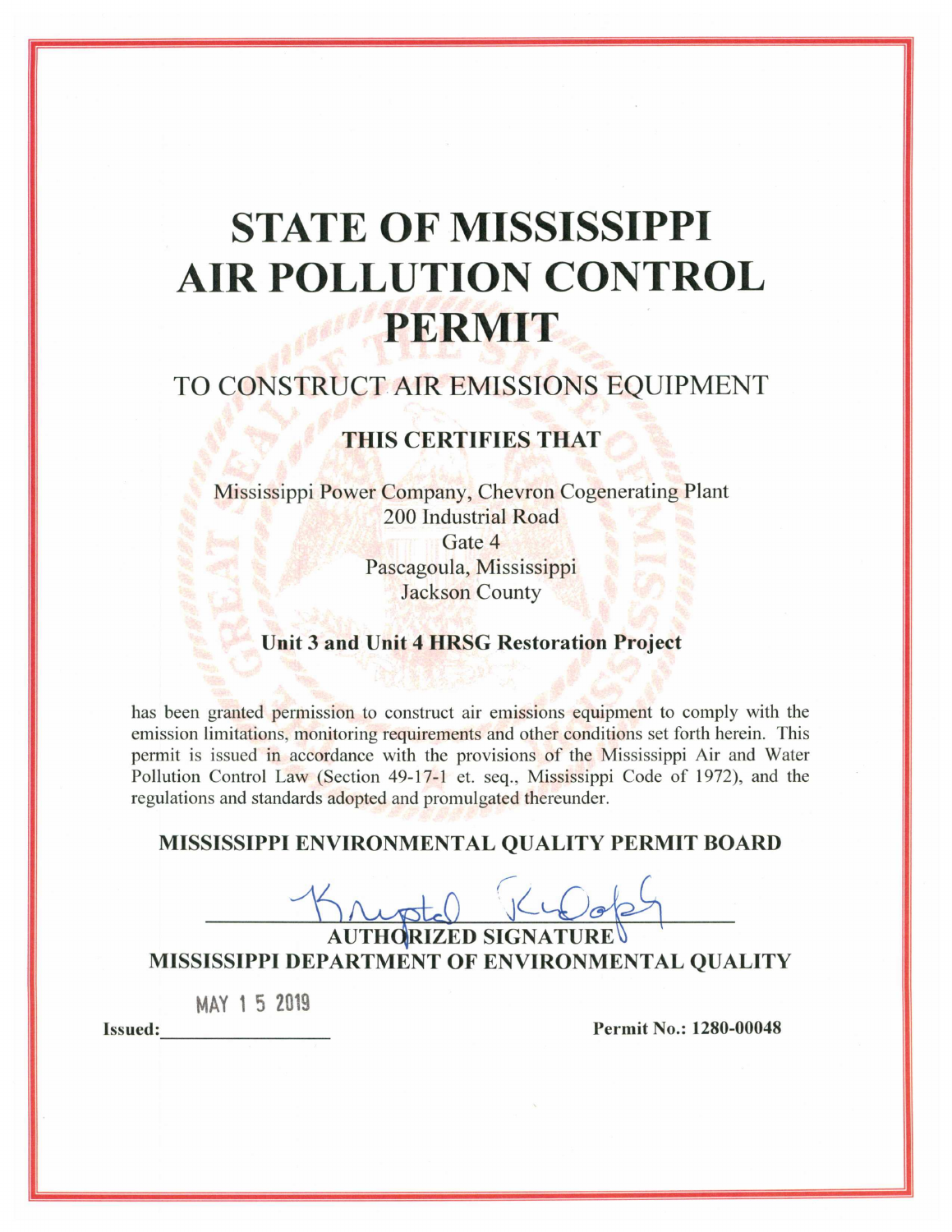# STATE OF MISSISSIPPI AIR POLLUTION CONTROL PERMIT

## TO CONSTRUCT AIR EMISSIONS EQUIPMENT

**THIS CERTIFIES THAT**

Mississippi Power Company, Chevron Cogenerating Plant
200 Industrial Road
Gate 4
Pascagoula, Mississippi
Jackson County

**Unit 3 and Unit 4 HRSG Restoration Project**

has been granted permission to construct air emissions equipment to comply with the emission limitations, monitoring requirements and other conditions set forth herein. This permit is issued in accordance with the provisions of the Mississippi Air and Water Pollution Control Law (Section 49-17-1 et. seq., Mississippi Code of 1972), and the regulations and standards adopted and promulgated thereunder.

**MISSISSIPPI ENVIRONMENTAL QUALITY PERMIT BOARD**

**AUTHORIZED SIGNATURE**
**MISSISSIPPI DEPARTMENT OF ENVIRONMENTAL QUALITY**

**Issued:** MAY 15 2019

**Permit No.: 1280-00048**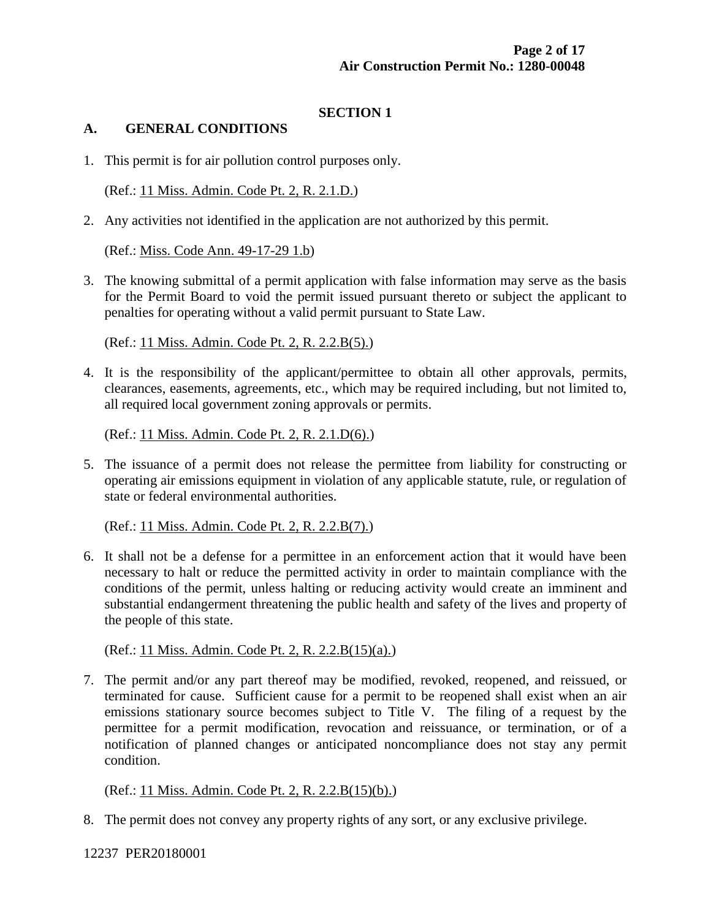## SECTION 1

### A. GENERAL CONDITIONS

1. This permit is for air pollution control purposes only.

   (Ref.: 11 Miss. Admin. Code Pt. 2, R. 2.1.D.)

2. Any activities not identified in the application are not authorized by this permit.

   (Ref.: Miss. Code Ann. 49-17-29 1.b)

3. The knowing submittal of a permit application with false information may serve as the basis for the Permit Board to void the permit issued pursuant thereto or subject the applicant to penalties for operating without a valid permit pursuant to State Law.

   (Ref.: 11 Miss. Admin. Code Pt. 2, R. 2.2.B(5).)

4. It is the responsibility of the applicant/permittee to obtain all other approvals, permits, clearances, easements, agreements, etc., which may be required including, but not limited to, all required local government zoning approvals or permits.

   (Ref.: 11 Miss. Admin. Code Pt. 2, R. 2.1.D(6).)

5. The issuance of a permit does not release the permittee from liability for constructing or operating air emissions equipment in violation of any applicable statute, rule, or regulation of state or federal environmental authorities.

   (Ref.: 11 Miss. Admin. Code Pt. 2, R. 2.2.B(7).)

6. It shall not be a defense for a permittee in an enforcement action that it would have been necessary to halt or reduce the permitted activity in order to maintain compliance with the conditions of the permit, unless halting or reducing activity would create an imminent and substantial endangerment threatening the public health and safety of the lives and property of the people of this state.

   (Ref.: 11 Miss. Admin. Code Pt. 2, R. 2.2.B(15)(a).)

7. The permit and/or any part thereof may be modified, revoked, reopened, and reissued, or terminated for cause. Sufficient cause for a permit to be reopened shall exist when an air emissions stationary source becomes subject to Title V. The filing of a request by the permittee for a permit modification, revocation and reissuance, or termination, or of a notification of planned changes or anticipated noncompliance does not stay any permit condition.

   (Ref.: 11 Miss. Admin. Code Pt. 2, R. 2.2.B(15)(b).)

8. The permit does not convey any property rights of any sort, or any exclusive privilege.

12237 PER20180001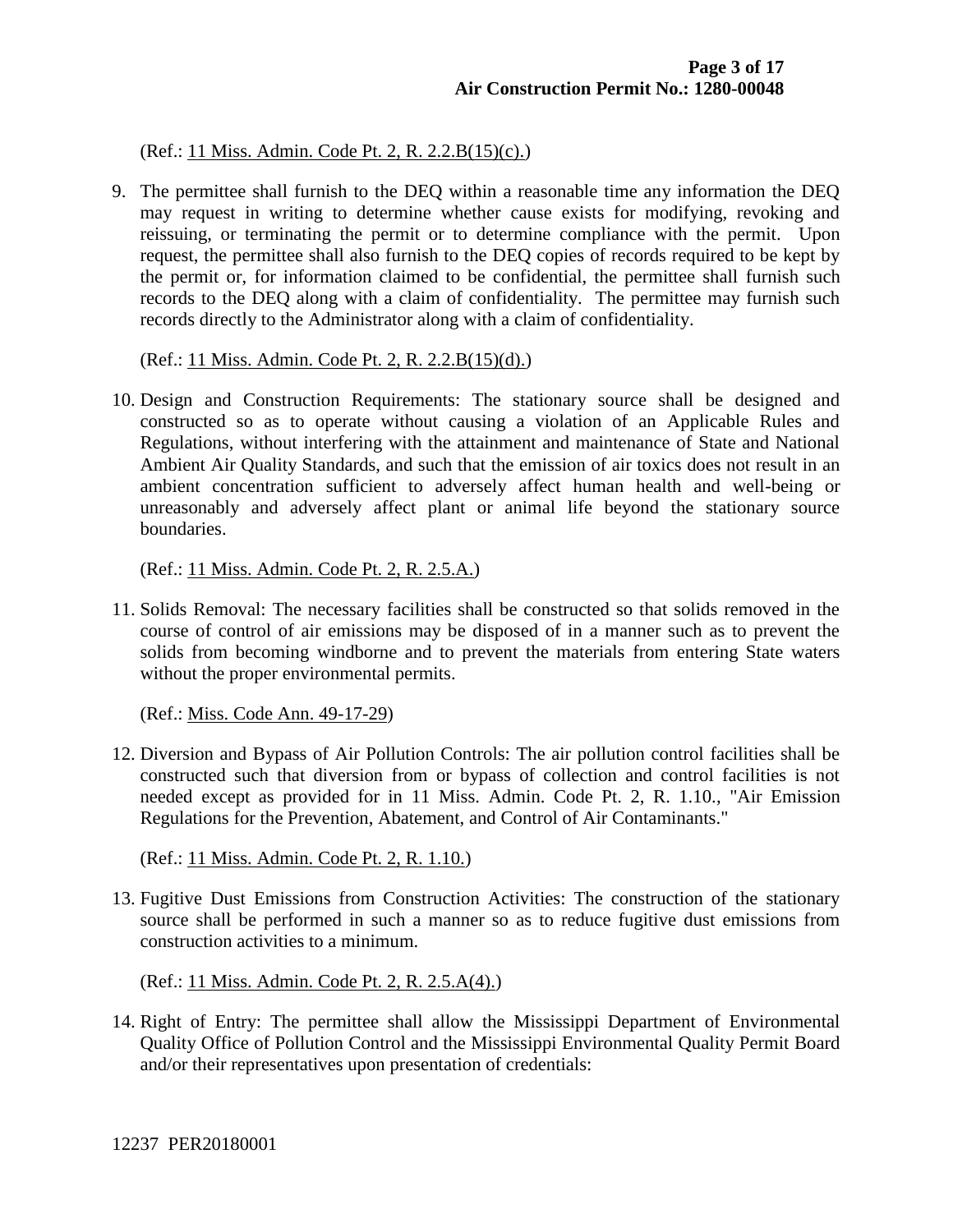(Ref.: 11 Miss. Admin. Code Pt. 2, R. 2.2.B(15)(c).)

9. The permittee shall furnish to the DEQ within a reasonable time any information the DEQ may request in writing to determine whether cause exists for modifying, revoking and reissuing, or terminating the permit or to determine compliance with the permit. Upon request, the permittee shall also furnish to the DEQ copies of records required to be kept by the permit or, for information claimed to be confidential, the permittee shall furnish such records to the DEQ along with a claim of confidentiality. The permittee may furnish such records directly to the Administrator along with a claim of confidentiality.

   (Ref.: 11 Miss. Admin. Code Pt. 2, R. 2.2.B(15)(d).)

10. Design and Construction Requirements: The stationary source shall be designed and constructed so as to operate without causing a violation of an Applicable Rules and Regulations, without interfering with the attainment and maintenance of State and National Ambient Air Quality Standards, and such that the emission of air toxics does not result in an ambient concentration sufficient to adversely affect human health and well-being or unreasonably and adversely affect plant or animal life beyond the stationary source boundaries.

    (Ref.: 11 Miss. Admin. Code Pt. 2, R. 2.5.A.)

11. Solids Removal: The necessary facilities shall be constructed so that solids removed in the course of control of air emissions may be disposed of in a manner such as to prevent the solids from becoming windborne and to prevent the materials from entering State waters without the proper environmental permits.

    (Ref.: Miss. Code Ann. 49-17-29)

12. Diversion and Bypass of Air Pollution Controls: The air pollution control facilities shall be constructed such that diversion from or bypass of collection and control facilities is not needed except as provided for in 11 Miss. Admin. Code Pt. 2, R. 1.10., "Air Emission Regulations for the Prevention, Abatement, and Control of Air Contaminants."

    (Ref.: 11 Miss. Admin. Code Pt. 2, R. 1.10.)

13. Fugitive Dust Emissions from Construction Activities: The construction of the stationary source shall be performed in such a manner so as to reduce fugitive dust emissions from construction activities to a minimum.

    (Ref.: 11 Miss. Admin. Code Pt. 2, R. 2.5.A(4).)

14. Right of Entry: The permittee shall allow the Mississippi Department of Environmental Quality Office of Pollution Control and the Mississippi Environmental Quality Permit Board and/or their representatives upon presentation of credentials: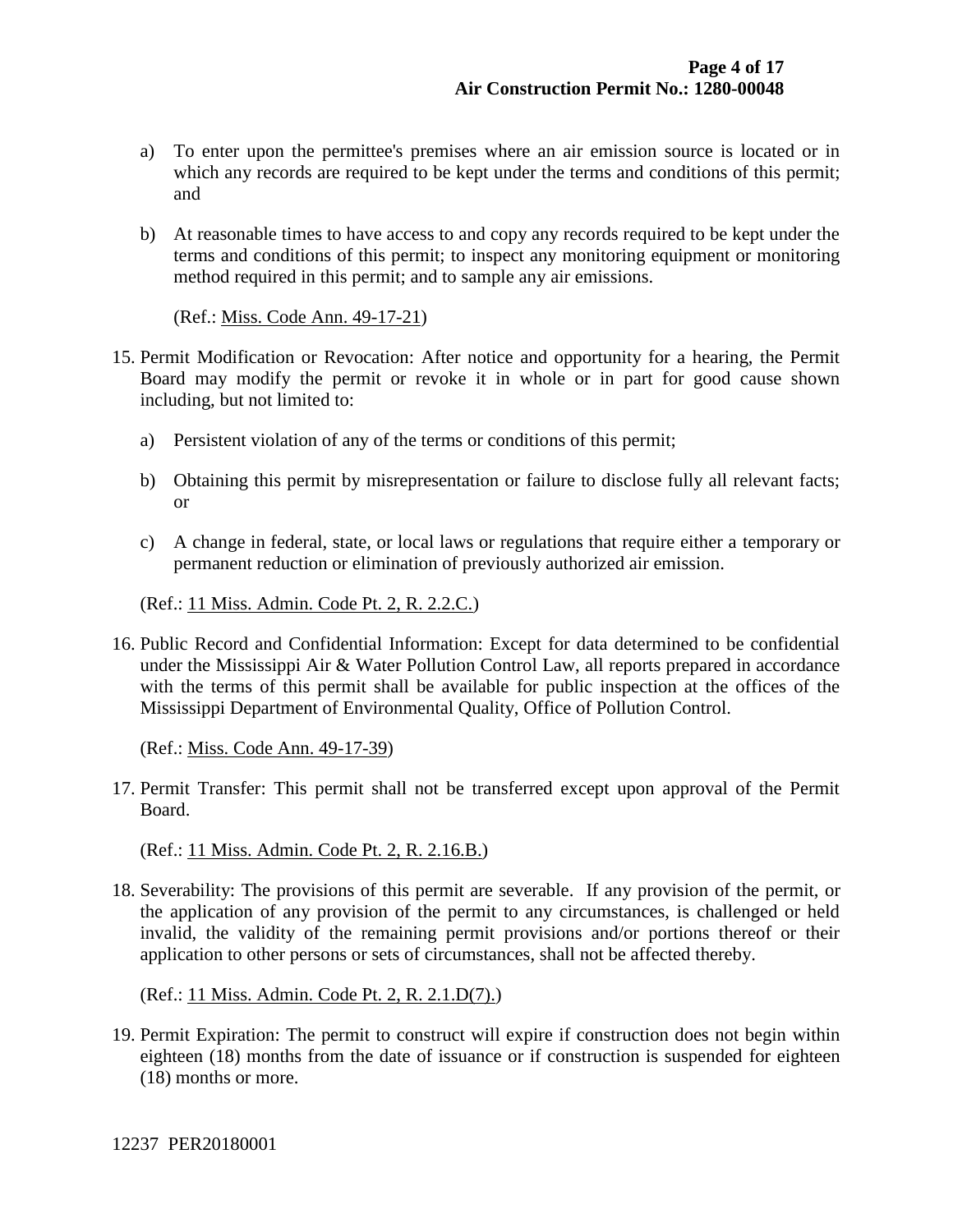a) To enter upon the permittee's premises where an air emission source is located or in which any records are required to be kept under the terms and conditions of this permit; and

b) At reasonable times to have access to and copy any records required to be kept under the terms and conditions of this permit; to inspect any monitoring equipment or monitoring method required in this permit; and to sample any air emissions.

(Ref.: Miss. Code Ann. 49-17-21)

15. Permit Modification or Revocation: After notice and opportunity for a hearing, the Permit Board may modify the permit or revoke it in whole or in part for good cause shown including, but not limited to:

   a) Persistent violation of any of the terms or conditions of this permit;

   b) Obtaining this permit by misrepresentation or failure to disclose fully all relevant facts; or

   c) A change in federal, state, or local laws or regulations that require either a temporary or permanent reduction or elimination of previously authorized air emission.

   (Ref.: 11 Miss. Admin. Code Pt. 2, R. 2.2.C.)

16. Public Record and Confidential Information: Except for data determined to be confidential under the Mississippi Air & Water Pollution Control Law, all reports prepared in accordance with the terms of this permit shall be available for public inspection at the offices of the Mississippi Department of Environmental Quality, Office of Pollution Control.

   (Ref.: Miss. Code Ann. 49-17-39)

17. Permit Transfer: This permit shall not be transferred except upon approval of the Permit Board.

   (Ref.: 11 Miss. Admin. Code Pt. 2, R. 2.16.B.)

18. Severability: The provisions of this permit are severable. If any provision of the permit, or the application of any provision of the permit to any circumstances, is challenged or held invalid, the validity of the remaining permit provisions and/or portions thereof or their application to other persons or sets of circumstances, shall not be affected thereby.

   (Ref.: 11 Miss. Admin. Code Pt. 2, R. 2.1.D(7).)

19. Permit Expiration: The permit to construct will expire if construction does not begin within eighteen (18) months from the date of issuance or if construction is suspended for eighteen (18) months or more.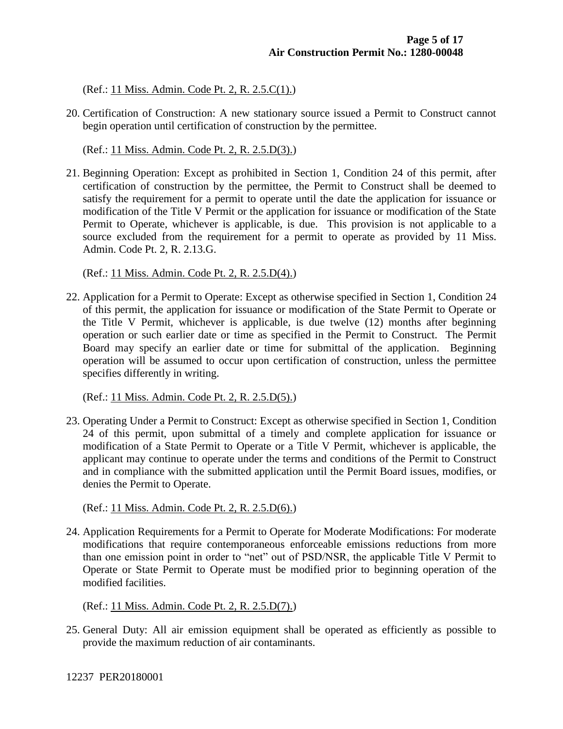(Ref.: 11 Miss. Admin. Code Pt. 2, R. 2.5.C(1).)

20. Certification of Construction: A new stationary source issued a Permit to Construct cannot begin operation until certification of construction by the permittee.

    (Ref.: 11 Miss. Admin. Code Pt. 2, R. 2.5.D(3).)

21. Beginning Operation: Except as prohibited in Section 1, Condition 24 of this permit, after certification of construction by the permittee, the Permit to Construct shall be deemed to satisfy the requirement for a permit to operate until the date the application for issuance or modification of the Title V Permit or the application for issuance or modification of the State Permit to Operate, whichever is applicable, is due. This provision is not applicable to a source excluded from the requirement for a permit to operate as provided by 11 Miss. Admin. Code Pt. 2, R. 2.13.G.

    (Ref.: 11 Miss. Admin. Code Pt. 2, R. 2.5.D(4).)

22. Application for a Permit to Operate: Except as otherwise specified in Section 1, Condition 24 of this permit, the application for issuance or modification of the State Permit to Operate or the Title V Permit, whichever is applicable, is due twelve (12) months after beginning operation or such earlier date or time as specified in the Permit to Construct. The Permit Board may specify an earlier date or time for submittal of the application. Beginning operation will be assumed to occur upon certification of construction, unless the permittee specifies differently in writing.

    (Ref.: 11 Miss. Admin. Code Pt. 2, R. 2.5.D(5).)

23. Operating Under a Permit to Construct: Except as otherwise specified in Section 1, Condition 24 of this permit, upon submittal of a timely and complete application for issuance or modification of a State Permit to Operate or a Title V Permit, whichever is applicable, the applicant may continue to operate under the terms and conditions of the Permit to Construct and in compliance with the submitted application until the Permit Board issues, modifies, or denies the Permit to Operate.

    (Ref.: 11 Miss. Admin. Code Pt. 2, R. 2.5.D(6).)

24. Application Requirements for a Permit to Operate for Moderate Modifications: For moderate modifications that require contemporaneous enforceable emissions reductions from more than one emission point in order to "net" out of PSD/NSR, the applicable Title V Permit to Operate or State Permit to Operate must be modified prior to beginning operation of the modified facilities.

    (Ref.: 11 Miss. Admin. Code Pt. 2, R. 2.5.D(7).)

25. General Duty: All air emission equipment shall be operated as efficiently as possible to provide the maximum reduction of air contaminants.

12237 PER20180001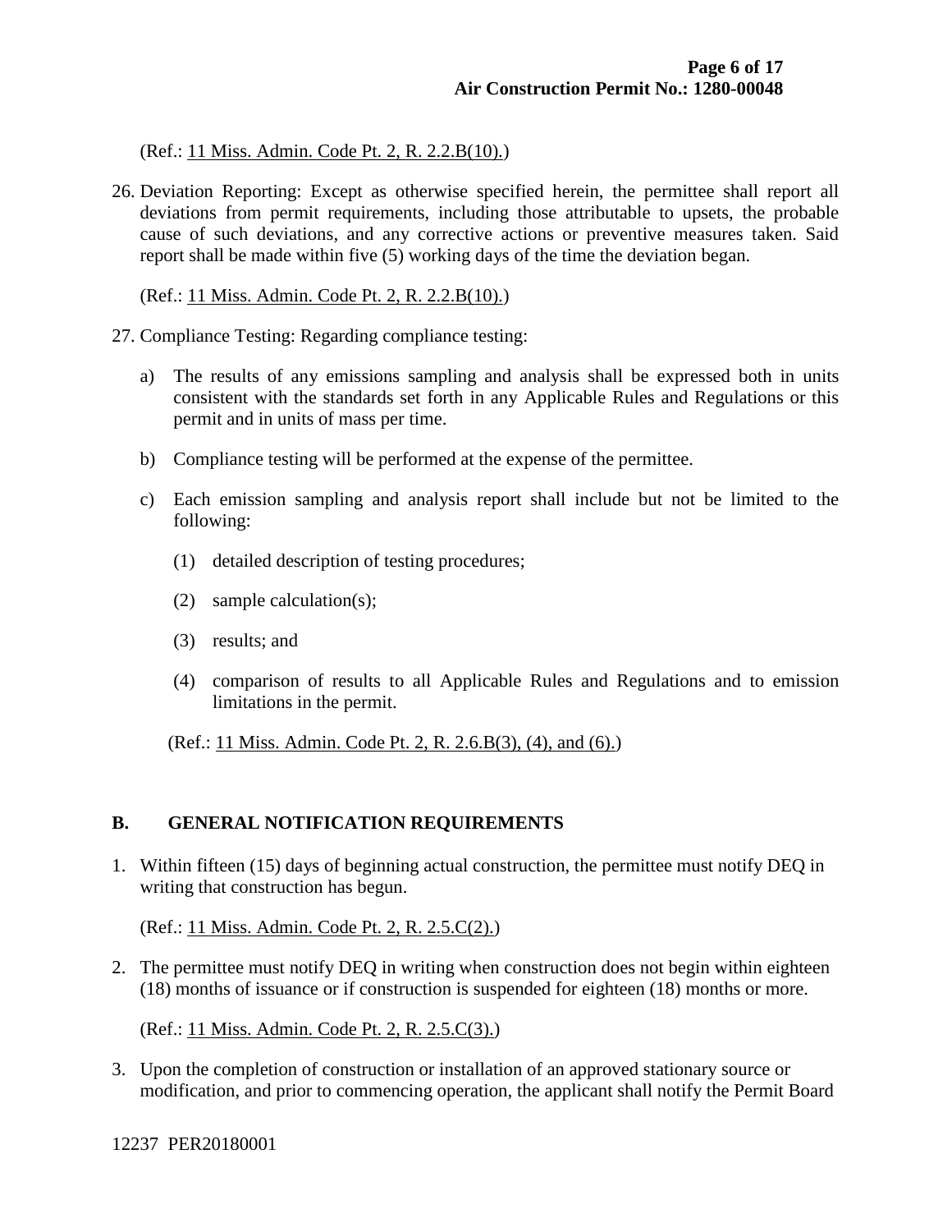(Ref.: 11 Miss. Admin. Code Pt. 2, R. 2.2.B(10).)

26. Deviation Reporting: Except as otherwise specified herein, the permittee shall report all deviations from permit requirements, including those attributable to upsets, the probable cause of such deviations, and any corrective actions or preventive measures taken. Said report shall be made within five (5) working days of the time the deviation began.

    (Ref.: 11 Miss. Admin. Code Pt. 2, R. 2.2.B(10).)

27. Compliance Testing: Regarding compliance testing:

    a) The results of any emissions sampling and analysis shall be expressed both in units consistent with the standards set forth in any Applicable Rules and Regulations or this permit and in units of mass per time.

    b) Compliance testing will be performed at the expense of the permittee.

    c) Each emission sampling and analysis report shall include but not be limited to the following:

        (1) detailed description of testing procedures;

        (2) sample calculation(s);

        (3) results; and

        (4) comparison of results to all Applicable Rules and Regulations and to emission limitations in the permit.

    (Ref.: 11 Miss. Admin. Code Pt. 2, R. 2.6.B(3), (4), and (6).)

## B. GENERAL NOTIFICATION REQUIREMENTS

1. Within fifteen (15) days of beginning actual construction, the permittee must notify DEQ in writing that construction has begun.

    (Ref.: 11 Miss. Admin. Code Pt. 2, R. 2.5.C(2).)

2. The permittee must notify DEQ in writing when construction does not begin within eighteen (18) months of issuance or if construction is suspended for eighteen (18) months or more.

    (Ref.: 11 Miss. Admin. Code Pt. 2, R. 2.5.C(3).)

3. Upon the completion of construction or installation of an approved stationary source or modification, and prior to commencing operation, the applicant shall notify the Permit Board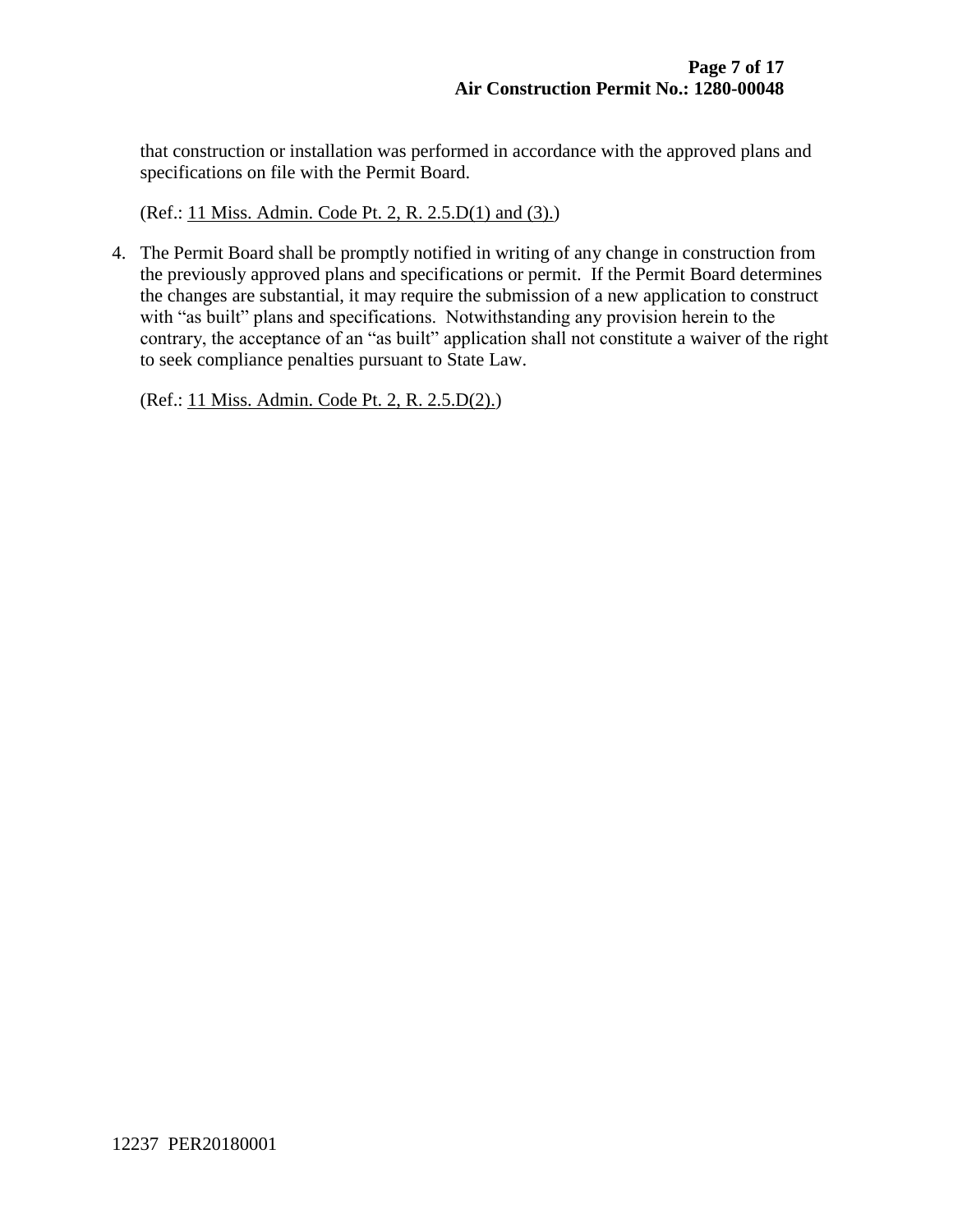that construction or installation was performed in accordance with the approved plans and specifications on file with the Permit Board.

(Ref.: 11 Miss. Admin. Code Pt. 2, R. 2.5.D(1) and (3).)

4. The Permit Board shall be promptly notified in writing of any change in construction from the previously approved plans and specifications or permit. If the Permit Board determines the changes are substantial, it may require the submission of a new application to construct with "as built" plans and specifications. Notwithstanding any provision herein to the contrary, the acceptance of an "as built" application shall not constitute a waiver of the right to seek compliance penalties pursuant to State Law.

   (Ref.: 11 Miss. Admin. Code Pt. 2, R. 2.5.D(2).)

12237 PER20180001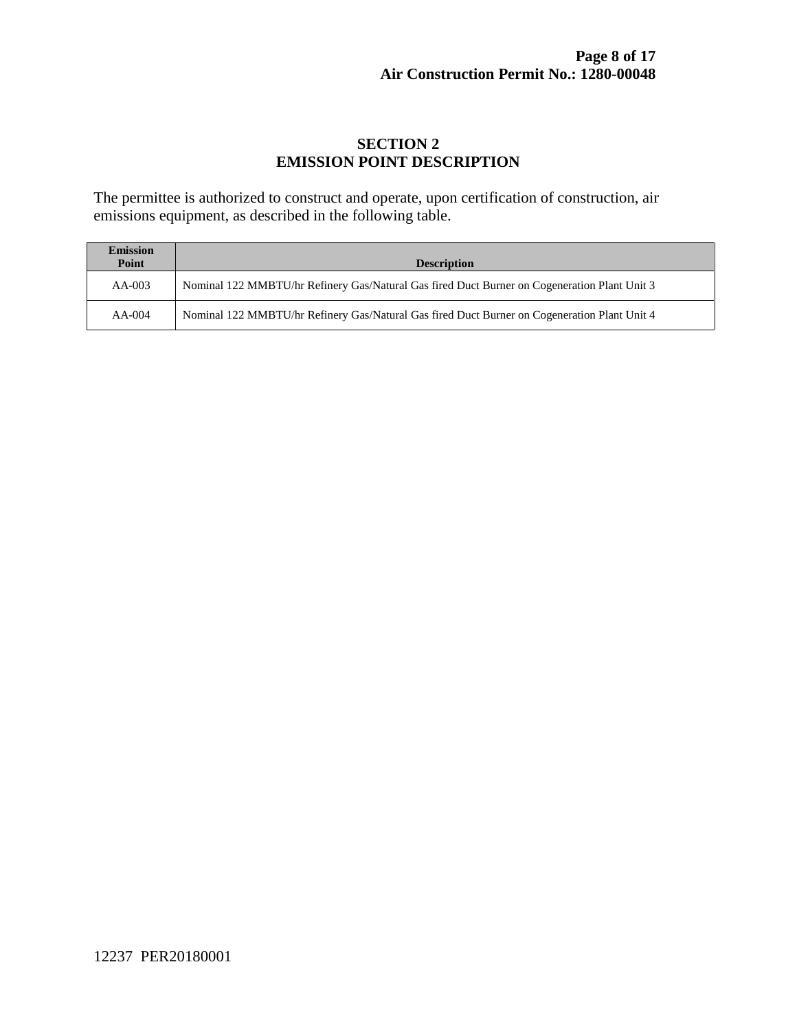## SECTION 2
## EMISSION POINT DESCRIPTION

The permittee is authorized to construct and operate, upon certification of construction, air emissions equipment, as described in the following table.

| Emission Point | Description |
|---|---|
| AA-003 | Nominal 122 MMBTU/hr Refinery Gas/Natural Gas fired Duct Burner on Cogeneration Plant Unit 3 |
| AA-004 | Nominal 122 MMBTU/hr Refinery Gas/Natural Gas fired Duct Burner on Cogeneration Plant Unit 4 |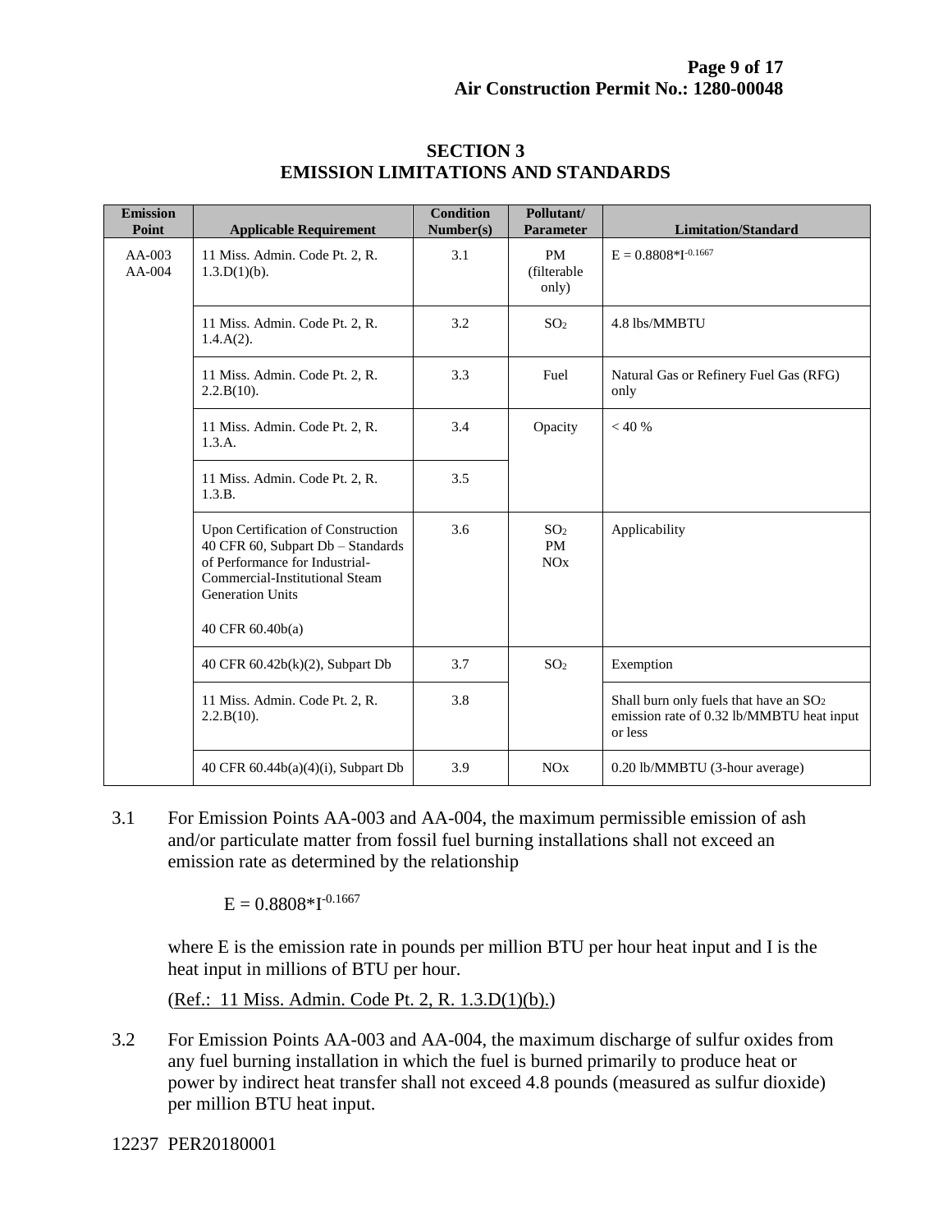# SECTION 3
# EMISSION LIMITATIONS AND STANDARDS

| Emission Point | Applicable Requirement | Condition Number(s) | Pollutant/ Parameter | Limitation/Standard |
|---|---|---|---|---|
| AA-003 AA-004 | 11 Miss. Admin. Code Pt. 2, R. 1.3.D(1)(b). | 3.1 | PM (filterable only) | $E = 0.8808*I^{-0.1667}$ |
| | 11 Miss. Admin. Code Pt. 2, R. 1.4.A(2). | 3.2 | $SO_2$ | 4.8 lbs/MMBTU |
| | 11 Miss. Admin. Code Pt. 2, R. 2.2.B(10). | 3.3 | Fuel | Natural Gas or Refinery Fuel Gas (RFG) only |
| | 11 Miss. Admin. Code Pt. 2, R. 1.3.A. | 3.4 | Opacity | < 40 % |
| | 11 Miss. Admin. Code Pt. 2, R. 1.3.B. | 3.5 | | |
| | Upon Certification of Construction 40 CFR 60, Subpart Db – Standards of Performance for Industrial-Commercial-Institutional Steam Generation Units<br><br>40 CFR 60.40b(a) | 3.6 | $SO_2$<br>PM<br>NOx | Applicability |
| | 40 CFR 60.42b(k)(2), Subpart Db | 3.7 | $SO_2$ | Exemption |
| | 11 Miss. Admin. Code Pt. 2, R. 2.2.B(10). | 3.8 | | Shall burn only fuels that have an $SO_2$ emission rate of 0.32 lb/MMBTU heat input or less |
| | 40 CFR 60.44b(a)(4)(i), Subpart Db | 3.9 | NOx | 0.20 lb/MMBTU (3-hour average) |

3.1 For Emission Points AA-003 and AA-004, the maximum permissible emission of ash and/or particulate matter from fossil fuel burning installations shall not exceed an emission rate as determined by the relationship

$$E = 0.8808*I^{-0.1667}$$

where E is the emission rate in pounds per million BTU per hour heat input and I is the heat input in millions of BTU per hour.

(Ref.: 11 Miss. Admin. Code Pt. 2, R. 1.3.D(1)(b).)

3.2 For Emission Points AA-003 and AA-004, the maximum discharge of sulfur oxides from any fuel burning installation in which the fuel is burned primarily to produce heat or power by indirect heat transfer shall not exceed 4.8 pounds (measured as sulfur dioxide) per million BTU heat input.

12237 PER20180001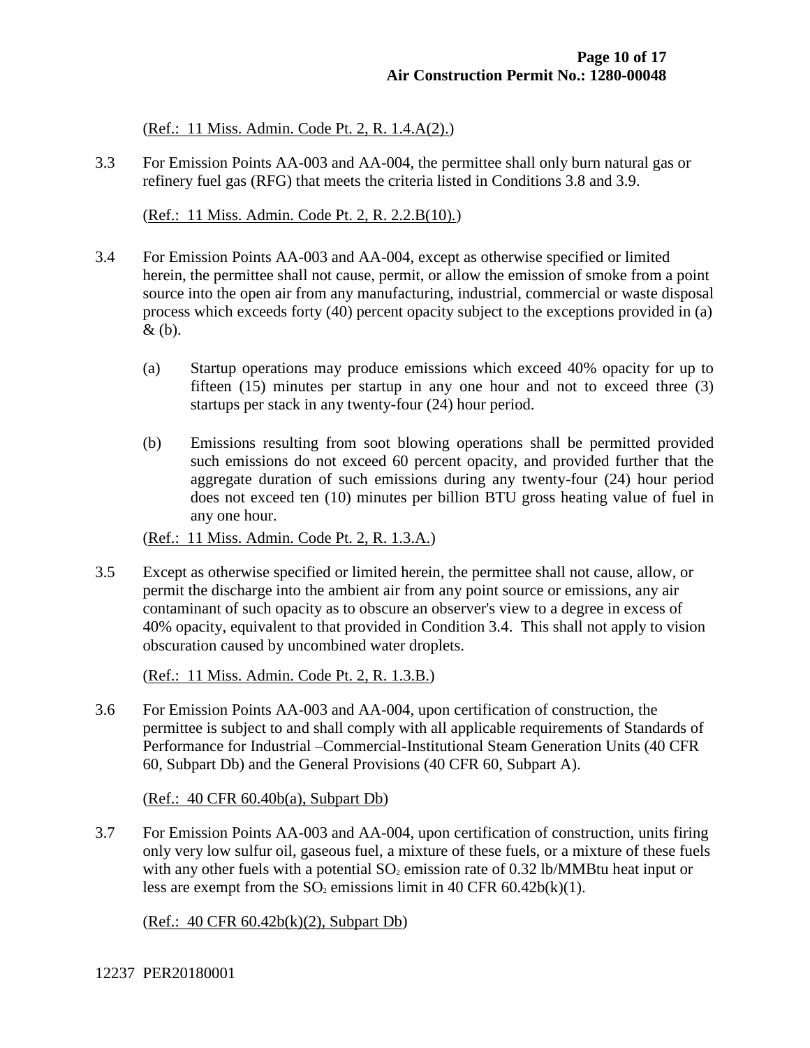(Ref.: 11 Miss. Admin. Code Pt. 2, R. 1.4.A(2).)

3.3 For Emission Points AA-003 and AA-004, the permittee shall only burn natural gas or refinery fuel gas (RFG) that meets the criteria listed in Conditions 3.8 and 3.9.

(Ref.: 11 Miss. Admin. Code Pt. 2, R. 2.2.B(10).)

3.4 For Emission Points AA-003 and AA-004, except as otherwise specified or limited herein, the permittee shall not cause, permit, or allow the emission of smoke from a point source into the open air from any manufacturing, industrial, commercial or waste disposal process which exceeds forty (40) percent opacity subject to the exceptions provided in (a) & (b).

(a) Startup operations may produce emissions which exceed 40% opacity for up to fifteen (15) minutes per startup in any one hour and not to exceed three (3) startups per stack in any twenty-four (24) hour period.

(b) Emissions resulting from soot blowing operations shall be permitted provided such emissions do not exceed 60 percent opacity, and provided further that the aggregate duration of such emissions during any twenty-four (24) hour period does not exceed ten (10) minutes per billion BTU gross heating value of fuel in any one hour.

(Ref.: 11 Miss. Admin. Code Pt. 2, R. 1.3.A.)

3.5 Except as otherwise specified or limited herein, the permittee shall not cause, allow, or permit the discharge into the ambient air from any point source or emissions, any air contaminant of such opacity as to obscure an observer's view to a degree in excess of 40% opacity, equivalent to that provided in Condition 3.4. This shall not apply to vision obscuration caused by uncombined water droplets.

(Ref.: 11 Miss. Admin. Code Pt. 2, R. 1.3.B.)

3.6 For Emission Points AA-003 and AA-004, upon certification of construction, the permittee is subject to and shall comply with all applicable requirements of Standards of Performance for Industrial –Commercial-Institutional Steam Generation Units (40 CFR 60, Subpart Db) and the General Provisions (40 CFR 60, Subpart A).

(Ref.: 40 CFR 60.40b(a), Subpart Db)

3.7 For Emission Points AA-003 and AA-004, upon certification of construction, units firing only very low sulfur oil, gaseous fuel, a mixture of these fuels, or a mixture of these fuels with any other fuels with a potential $SO_2$ emission rate of 0.32 lb/MMBtu heat input or less are exempt from the $SO_2$ emissions limit in 40 CFR 60.42b(k)(1).

(Ref.: 40 CFR 60.42b(k)(2), Subpart Db)

12237 PER20180001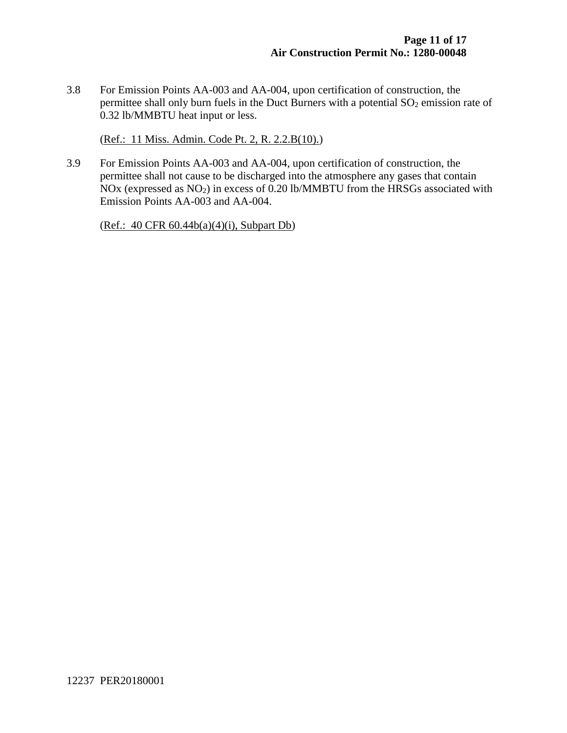3.8 For Emission Points AA-003 and AA-004, upon certification of construction, the permittee shall only burn fuels in the Duct Burners with a potential $SO_2$ emission rate of 0.32 lb/MMBTU heat input or less.

(Ref.: 11 Miss. Admin. Code Pt. 2, R. 2.2.B(10).)

3.9 For Emission Points AA-003 and AA-004, upon certification of construction, the permittee shall not cause to be discharged into the atmosphere any gases that contain NOx (expressed as $NO_2$) in excess of 0.20 lb/MMBTU from the HRSGs associated with Emission Points AA-003 and AA-004.

(Ref.: 40 CFR 60.44b(a)(4)(i), Subpart Db)

12237 PER20180001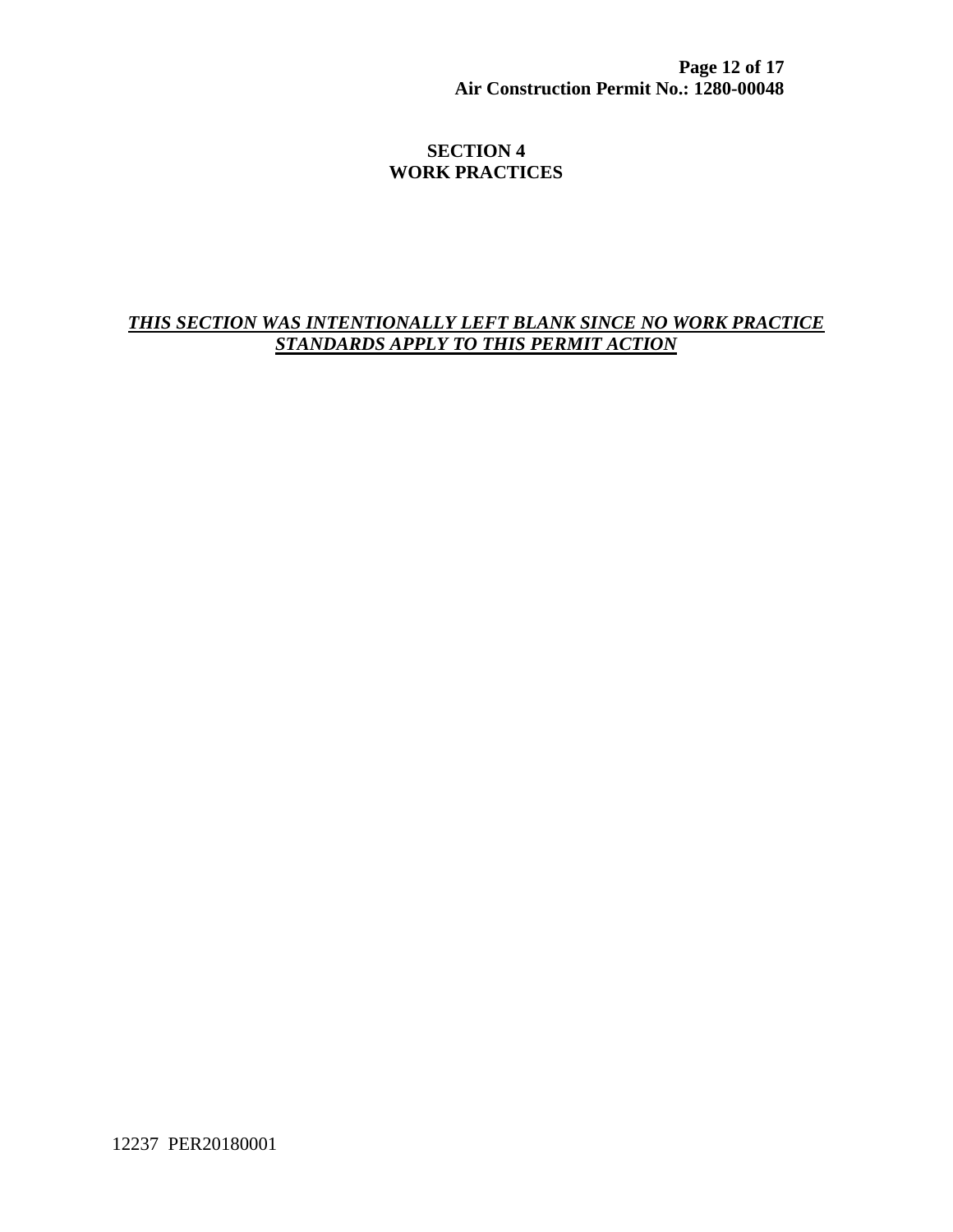# SECTION 4
# WORK PRACTICES

***THIS SECTION WAS INTENTIONALLY LEFT BLANK SINCE NO WORK PRACTICE STANDARDS APPLY TO THIS PERMIT ACTION***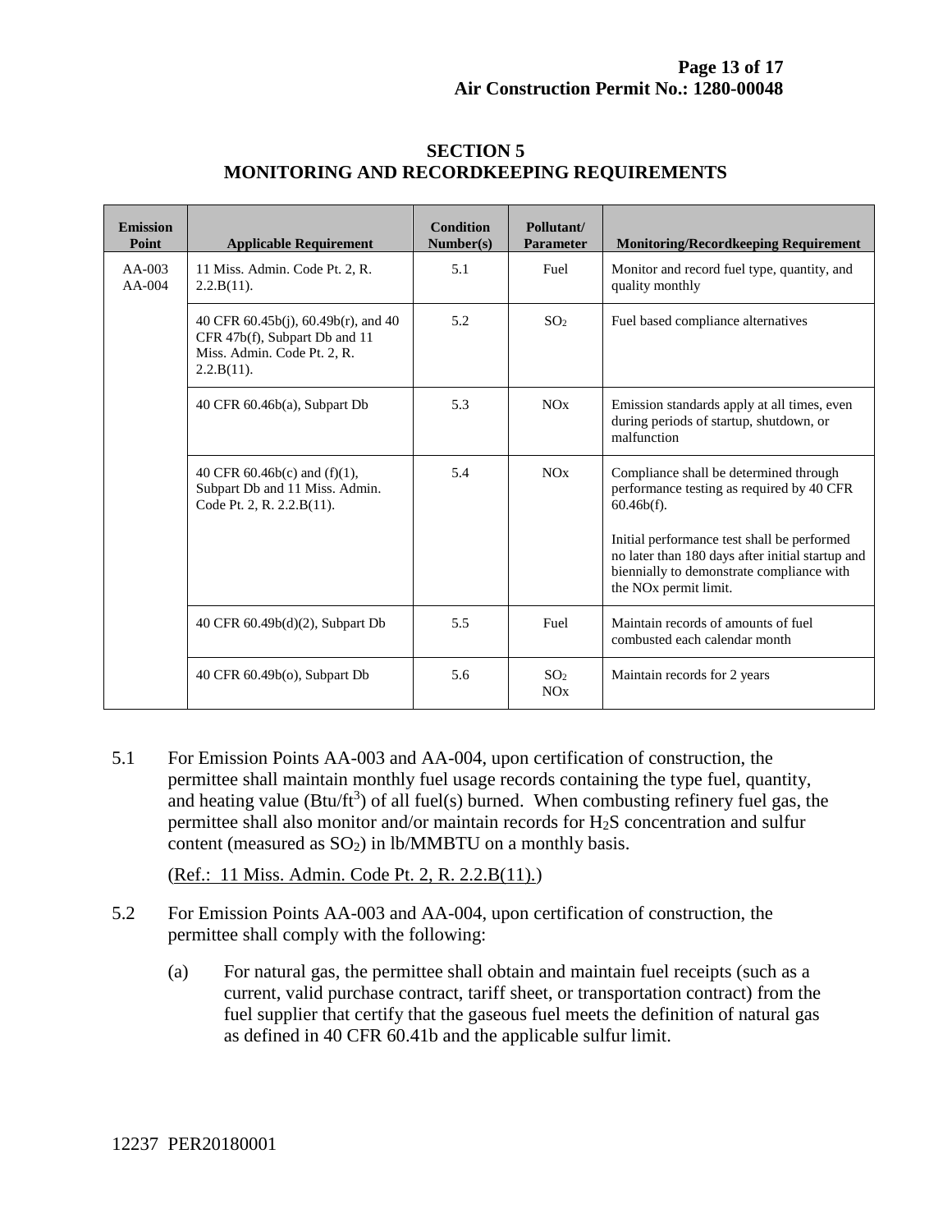## SECTION 5
## MONITORING AND RECORDKEEPING REQUIREMENTS

| Emission Point | Applicable Requirement | Condition Number(s) | Pollutant/ Parameter | Monitoring/Recordkeeping Requirement |
|---|---|---|---|---|
| AA-003 AA-004 | 11 Miss. Admin. Code Pt. 2, R. 2.2.B(11). | 5.1 | Fuel | Monitor and record fuel type, quantity, and quality monthly |
| | 40 CFR 60.45b(j), 60.49b(r), and 40 CFR 47b(f), Subpart Db and 11 Miss. Admin. Code Pt. 2, R. 2.2.B(11). | 5.2 | $SO_2$ | Fuel based compliance alternatives |
| | 40 CFR 60.46b(a), Subpart Db | 5.3 | NOx | Emission standards apply at all times, even during periods of startup, shutdown, or malfunction |
| | 40 CFR 60.46b(c) and (f)(1), Subpart Db and 11 Miss. Admin. Code Pt. 2, R. 2.2.B(11). | 5.4 | NOx | Compliance shall be determined through performance testing as required by 40 CFR 60.46b(f).<br><br>Initial performance test shall be performed no later than 180 days after initial startup and biennially to demonstrate compliance with the NOx permit limit. |
| | 40 CFR 60.49b(d)(2), Subpart Db | 5.5 | Fuel | Maintain records of amounts of fuel combusted each calendar month |
| | 40 CFR 60.49b(o), Subpart Db | 5.6 | $SO_2$ NOx | Maintain records for 2 years |

5.1 For Emission Points AA-003 and AA-004, upon certification of construction, the permittee shall maintain monthly fuel usage records containing the type fuel, quantity, and heating value (Btu/$ft^3$) of all fuel(s) burned. When combusting refinery fuel gas, the permittee shall also monitor and/or maintain records for $H_2S$ concentration and sulfur content (measured as $SO_2$) in lb/MMBTU on a monthly basis.

(Ref.: 11 Miss. Admin. Code Pt. 2, R. 2.2.B(11).)

5.2 For Emission Points AA-003 and AA-004, upon certification of construction, the permittee shall comply with the following:

(a) For natural gas, the permittee shall obtain and maintain fuel receipts (such as a current, valid purchase contract, tariff sheet, or transportation contract) from the fuel supplier that certify that the gaseous fuel meets the definition of natural gas as defined in 40 CFR 60.41b and the applicable sulfur limit.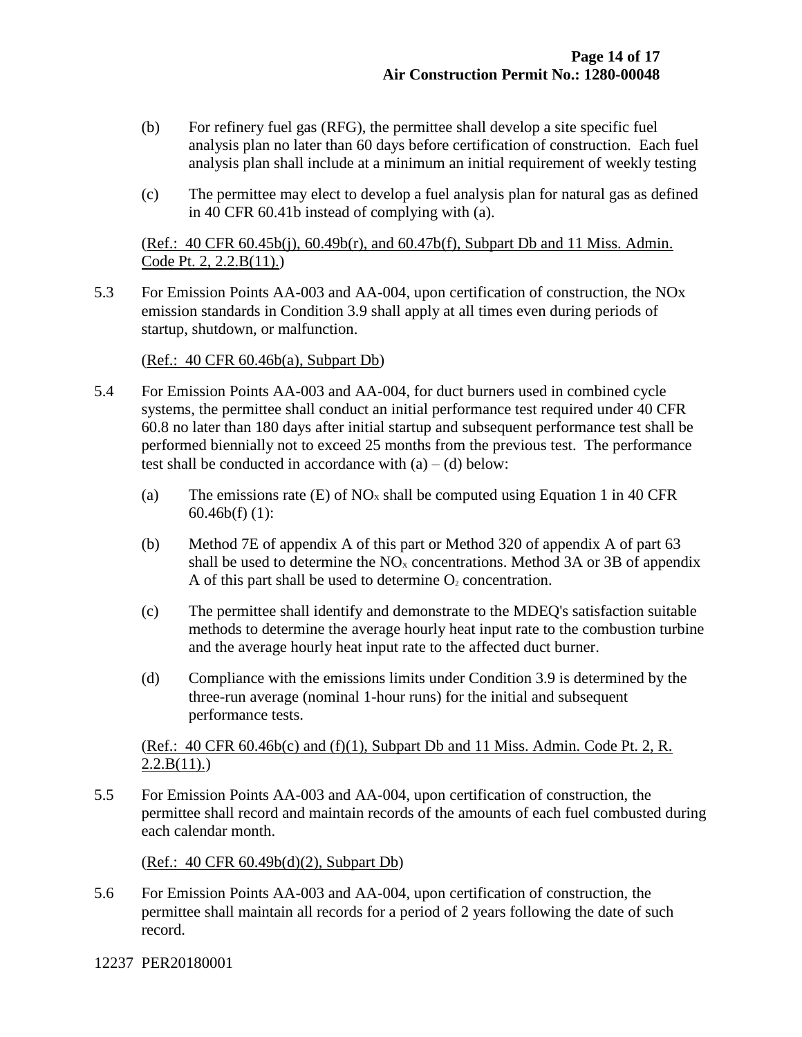(b) For refinery fuel gas (RFG), the permittee shall develop a site specific fuel analysis plan no later than 60 days before certification of construction. Each fuel analysis plan shall include at a minimum an initial requirement of weekly testing

(c) The permittee may elect to develop a fuel analysis plan for natural gas as defined in 40 CFR 60.41b instead of complying with (a).

(Ref.: 40 CFR 60.45b(j), 60.49b(r), and 60.47b(f), Subpart Db and 11 Miss. Admin. Code Pt. 2, 2.2.B(11).)

5.3 For Emission Points AA-003 and AA-004, upon certification of construction, the NOx emission standards in Condition 3.9 shall apply at all times even during periods of startup, shutdown, or malfunction.

(Ref.: 40 CFR 60.46b(a), Subpart Db)

5.4 For Emission Points AA-003 and AA-004, for duct burners used in combined cycle systems, the permittee shall conduct an initial performance test required under 40 CFR 60.8 no later than 180 days after initial startup and subsequent performance test shall be performed biennially not to exceed 25 months from the previous test. The performance test shall be conducted in accordance with (a) – (d) below:

(a) The emissions rate (E) of $NO_x$ shall be computed using Equation 1 in 40 CFR 60.46b(f) (1):

(b) Method 7E of appendix A of this part or Method 320 of appendix A of part 63 shall be used to determine the $NO_x$ concentrations. Method 3A or 3B of appendix A of this part shall be used to determine $O_2$ concentration.

(c) The permittee shall identify and demonstrate to the MDEQ's satisfaction suitable methods to determine the average hourly heat input rate to the combustion turbine and the average hourly heat input rate to the affected duct burner.

(d) Compliance with the emissions limits under Condition 3.9 is determined by the three-run average (nominal 1-hour runs) for the initial and subsequent performance tests.

(Ref.: 40 CFR 60.46b(c) and (f)(1), Subpart Db and 11 Miss. Admin. Code Pt. 2, R. 2.2.B(11).)

5.5 For Emission Points AA-003 and AA-004, upon certification of construction, the permittee shall record and maintain records of the amounts of each fuel combusted during each calendar month.

(Ref.: 40 CFR 60.49b(d)(2), Subpart Db)

5.6 For Emission Points AA-003 and AA-004, upon certification of construction, the permittee shall maintain all records for a period of 2 years following the date of such record.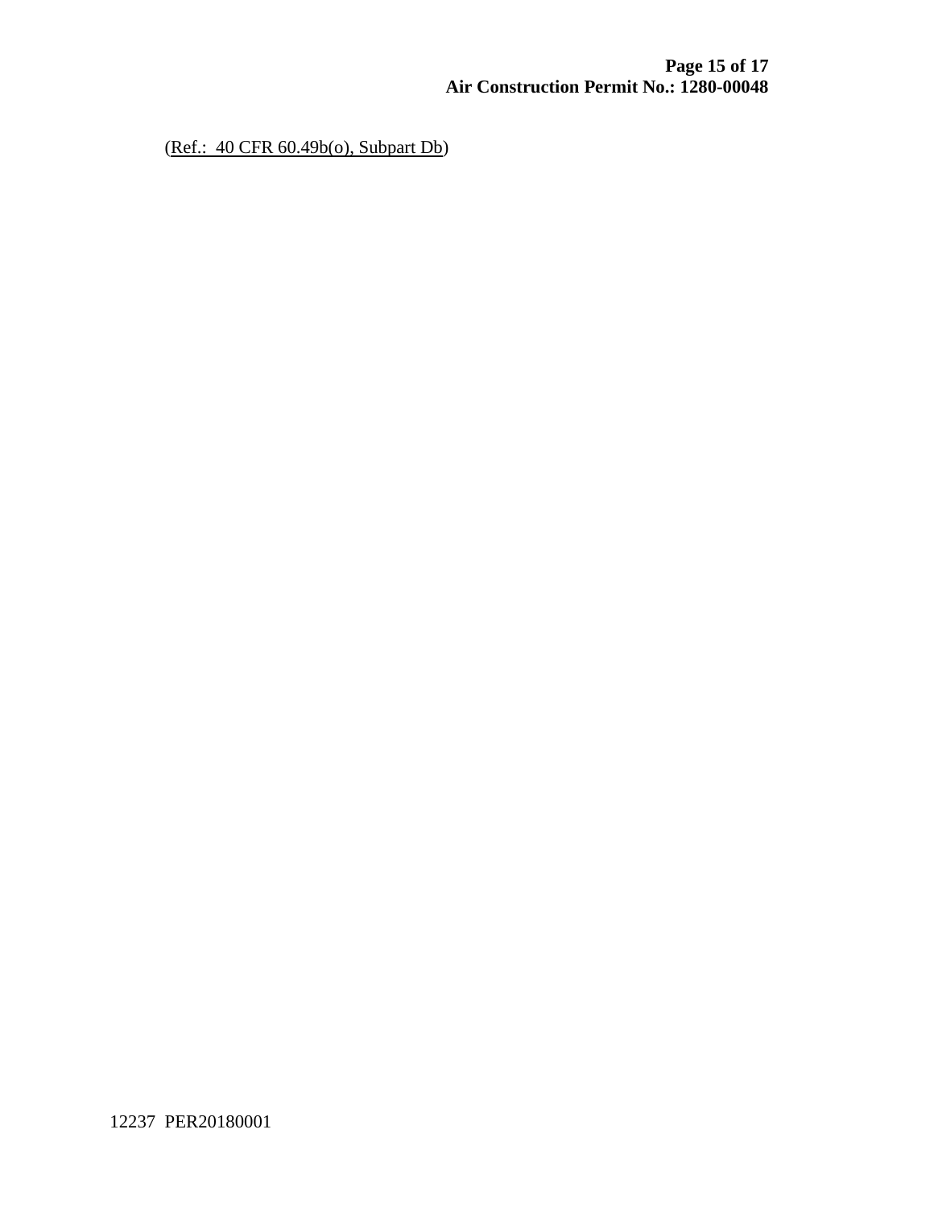(Ref.: 40 CFR 60.49b(o), Subpart Db)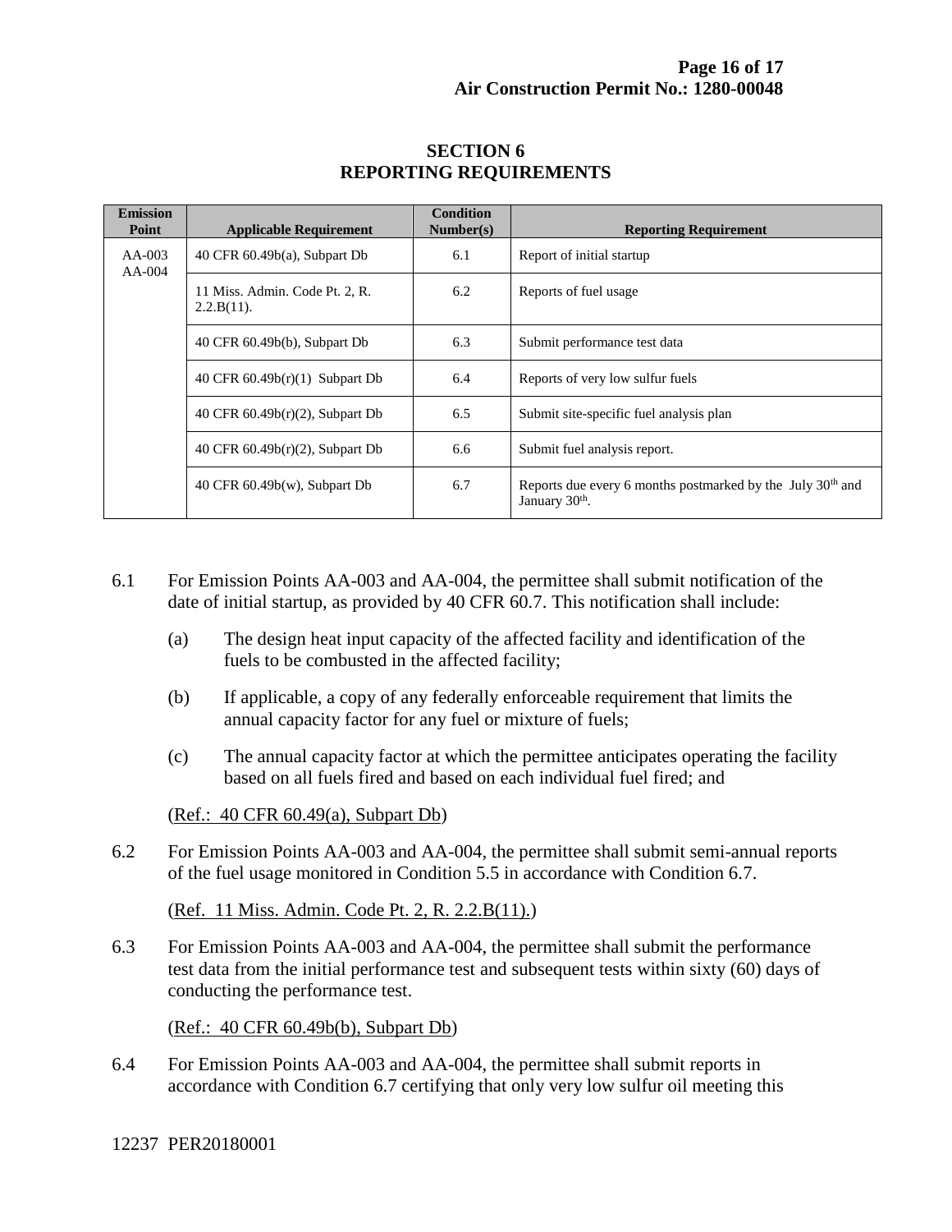## SECTION 6
## REPORTING REQUIREMENTS

| Emission Point | Applicable Requirement | Condition Number(s) | Reporting Requirement |
|---|---|---|---|
| AA-003 AA-004 | 40 CFR 60.49b(a), Subpart Db | 6.1 | Report of initial startup |
| | 11 Miss. Admin. Code Pt. 2, R. 2.2.B(11). | 6.2 | Reports of fuel usage |
| | 40 CFR 60.49b(b), Subpart Db | 6.3 | Submit performance test data |
| | 40 CFR 60.49b(r)(1) Subpart Db | 6.4 | Reports of very low sulfur fuels |
| | 40 CFR 60.49b(r)(2), Subpart Db | 6.5 | Submit site-specific fuel analysis plan |
| | 40 CFR 60.49b(r)(2), Subpart Db | 6.6 | Submit fuel analysis report. |
| | 40 CFR 60.49b(w), Subpart Db | 6.7 | Reports due every 6 months postmarked by the July 30th and January 30th. |

6.1 For Emission Points AA-003 and AA-004, the permittee shall submit notification of the date of initial startup, as provided by 40 CFR 60.7. This notification shall include:

(a) The design heat input capacity of the affected facility and identification of the fuels to be combusted in the affected facility;

(b) If applicable, a copy of any federally enforceable requirement that limits the annual capacity factor for any fuel or mixture of fuels;

(c) The annual capacity factor at which the permittee anticipates operating the facility based on all fuels fired and based on each individual fuel fired; and

(Ref.: 40 CFR 60.49(a), Subpart Db)

6.2 For Emission Points AA-003 and AA-004, the permittee shall submit semi-annual reports of the fuel usage monitored in Condition 5.5 in accordance with Condition 6.7.

(Ref. 11 Miss. Admin. Code Pt. 2, R. 2.2.B(11).)

6.3 For Emission Points AA-003 and AA-004, the permittee shall submit the performance test data from the initial performance test and subsequent tests within sixty (60) days of conducting the performance test.

(Ref.: 40 CFR 60.49b(b), Subpart Db)

6.4 For Emission Points AA-003 and AA-004, the permittee shall submit reports in accordance with Condition 6.7 certifying that only very low sulfur oil meeting this

12237 PER20180001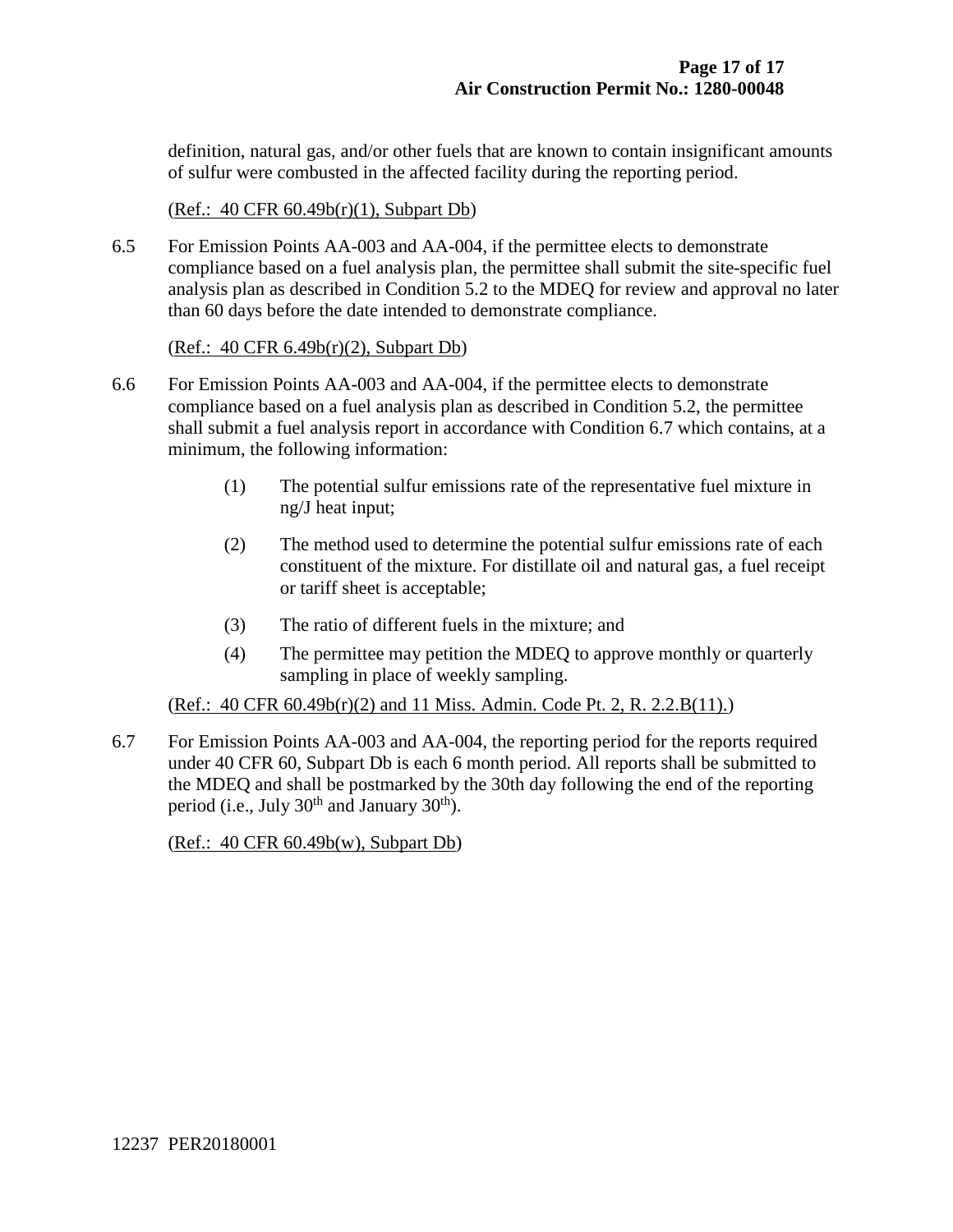definition, natural gas, and/or other fuels that are known to contain insignificant amounts of sulfur were combusted in the affected facility during the reporting period.

(Ref.: 40 CFR 60.49b(r)(1), Subpart Db)

6.5 For Emission Points AA-003 and AA-004, if the permittee elects to demonstrate compliance based on a fuel analysis plan, the permittee shall submit the site-specific fuel analysis plan as described in Condition 5.2 to the MDEQ for review and approval no later than 60 days before the date intended to demonstrate compliance.

(Ref.: 40 CFR 6.49b(r)(2), Subpart Db)

6.6 For Emission Points AA-003 and AA-004, if the permittee elects to demonstrate compliance based on a fuel analysis plan as described in Condition 5.2, the permittee shall submit a fuel analysis report in accordance with Condition 6.7 which contains, at a minimum, the following information:

(1) The potential sulfur emissions rate of the representative fuel mixture in ng/J heat input;

(2) The method used to determine the potential sulfur emissions rate of each constituent of the mixture. For distillate oil and natural gas, a fuel receipt or tariff sheet is acceptable;

(3) The ratio of different fuels in the mixture; and

(4) The permittee may petition the MDEQ to approve monthly or quarterly sampling in place of weekly sampling.

(Ref.: 40 CFR 60.49b(r)(2) and 11 Miss. Admin. Code Pt. 2, R. 2.2.B(11).)

6.7 For Emission Points AA-003 and AA-004, the reporting period for the reports required under 40 CFR 60, Subpart Db is each 6 month period. All reports shall be submitted to the MDEQ and shall be postmarked by the 30th day following the end of the reporting period (i.e., July 30th and January 30th).

(Ref.: 40 CFR 60.49b(w), Subpart Db)

12237 PER20180001